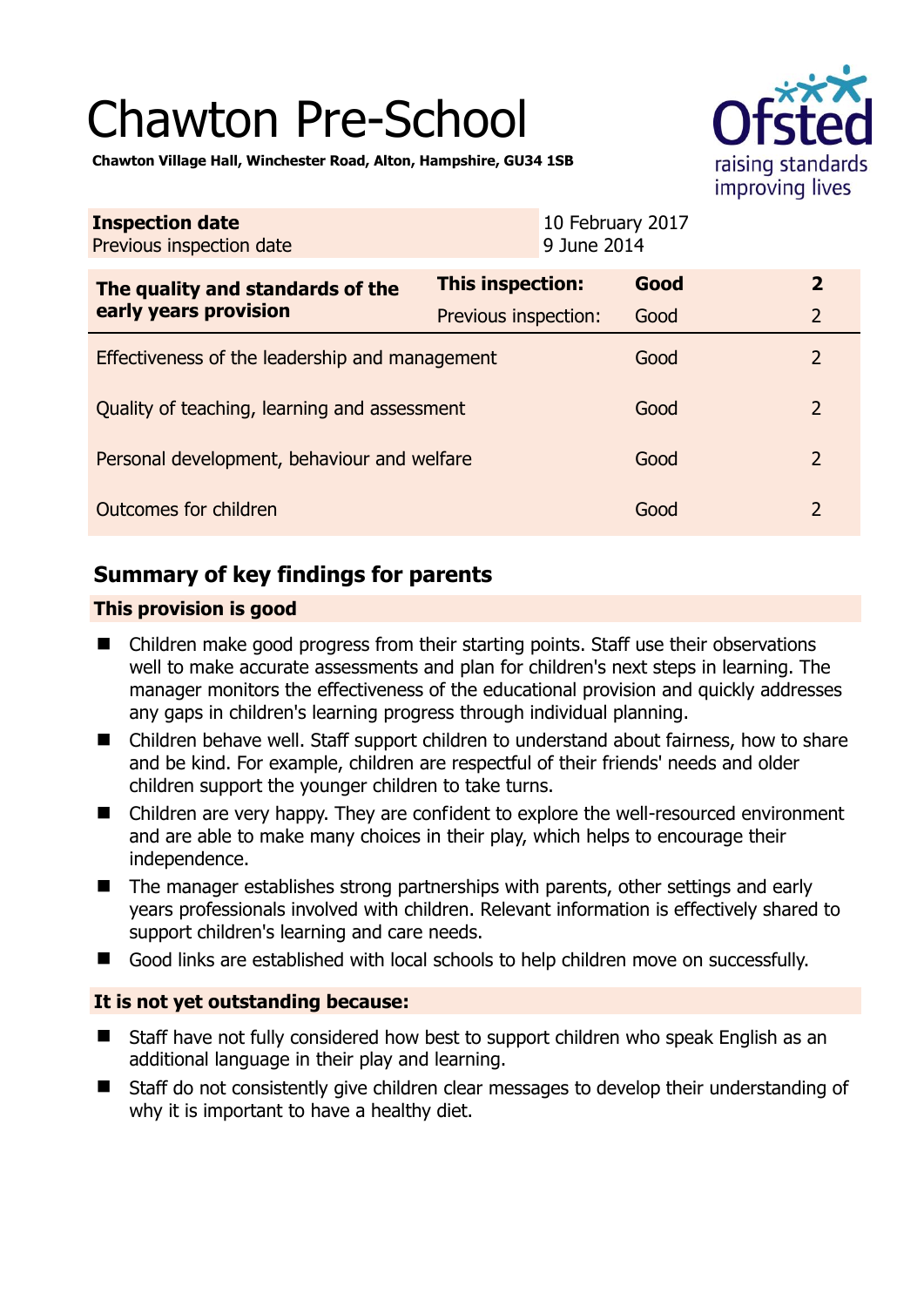# Chawton Pre-School

**Chawton Village Hall, Winchester Road, Alton, Hampshire, GU34 1SB**

| **Inspection date** | 10 February 2017 |
|---|---|
| Previous inspection date | 9 June 2014 |

| **The quality and standards of the early years provision** | **This inspection:** | **Good** | **2** |
|---|---|---|---|
| | Previous inspection: | Good | 2 |
| Effectiveness of the leadership and management | | Good | 2 |
| Quality of teaching, learning and assessment | | Good | 2 |
| Personal development, behaviour and welfare | | Good | 2 |
| Outcomes for children | | Good | 2 |

## Summary of key findings for parents

### This provision is good

- Children make good progress from their starting points. Staff use their observations well to make accurate assessments and plan for children's next steps in learning. The manager monitors the effectiveness of the educational provision and quickly addresses any gaps in children's learning progress through individual planning.
- Children behave well. Staff support children to understand about fairness, how to share and be kind. For example, children are respectful of their friends' needs and older children support the younger children to take turns.
- Children are very happy. They are confident to explore the well-resourced environment and are able to make many choices in their play, which helps to encourage their independence.
- The manager establishes strong partnerships with parents, other settings and early years professionals involved with children. Relevant information is effectively shared to support children's learning and care needs.
- Good links are established with local schools to help children move on successfully.

### It is not yet outstanding because:

- Staff have not fully considered how best to support children who speak English as an additional language in their play and learning.
- Staff do not consistently give children clear messages to develop their understanding of why it is important to have a healthy diet.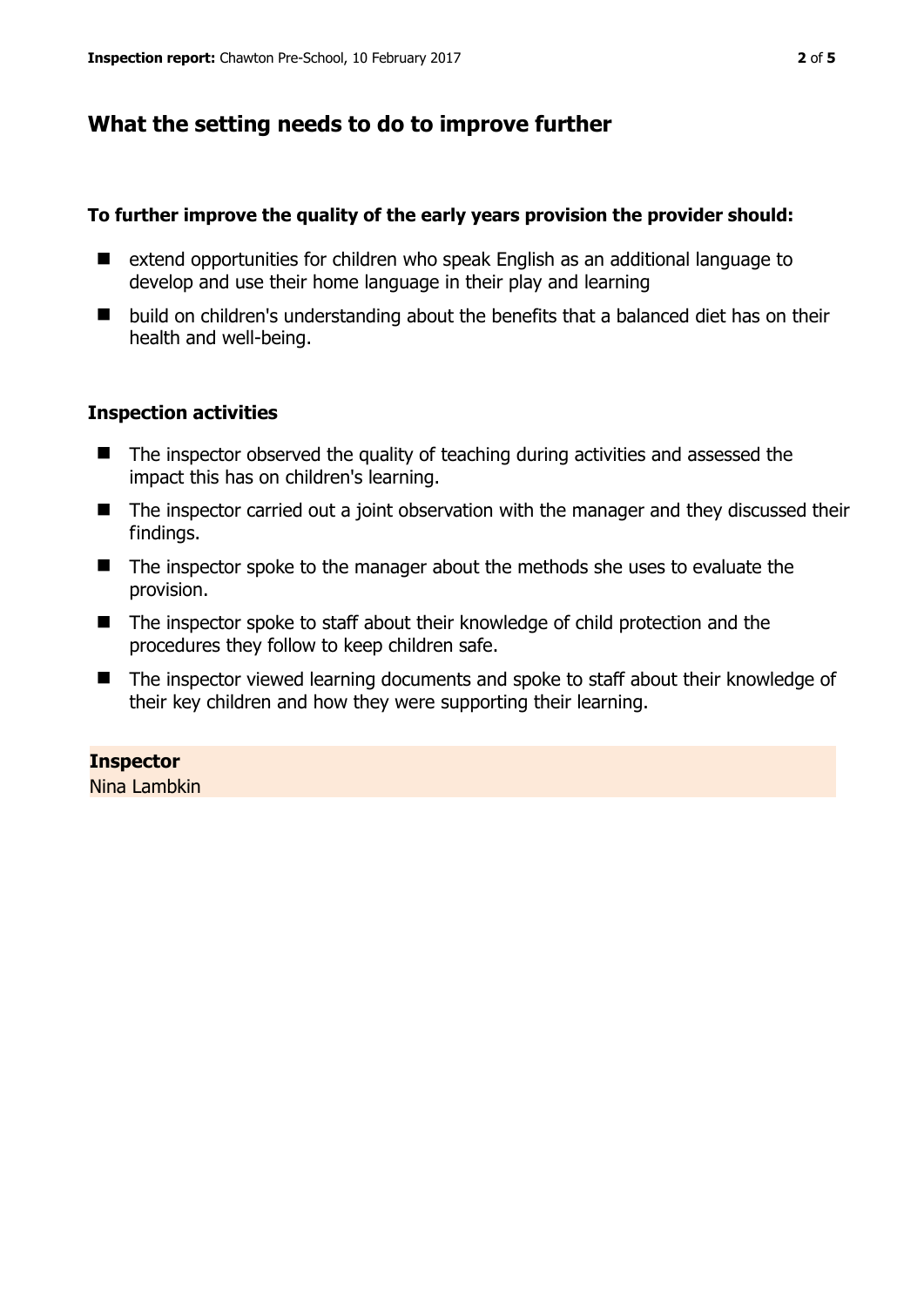## What the setting needs to do to improve further

**To further improve the quality of the early years provision the provider should:**

- extend opportunities for children who speak English as an additional language to develop and use their home language in their play and learning
- build on children's understanding about the benefits that a balanced diet has on their health and well-being.

### Inspection activities

- The inspector observed the quality of teaching during activities and assessed the impact this has on children's learning.
- The inspector carried out a joint observation with the manager and they discussed their findings.
- The inspector spoke to the manager about the methods she uses to evaluate the provision.
- The inspector spoke to staff about their knowledge of child protection and the procedures they follow to keep children safe.
- The inspector viewed learning documents and spoke to staff about their knowledge of their key children and how they were supporting their learning.

**Inspector**
Nina Lambkin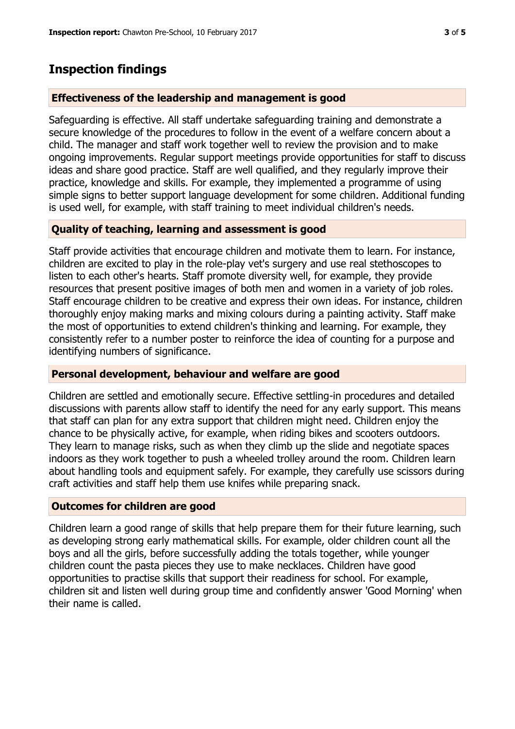# Inspection findings

## Effectiveness of the leadership and management is good

Safeguarding is effective. All staff undertake safeguarding training and demonstrate a secure knowledge of the procedures to follow in the event of a welfare concern about a child. The manager and staff work together well to review the provision and to make ongoing improvements. Regular support meetings provide opportunities for staff to discuss ideas and share good practice. Staff are well qualified, and they regularly improve their practice, knowledge and skills. For example, they implemented a programme of using simple signs to better support language development for some children. Additional funding is used well, for example, with staff training to meet individual children's needs.

## Quality of teaching, learning and assessment is good

Staff provide activities that encourage children and motivate them to learn. For instance, children are excited to play in the role-play vet's surgery and use real stethoscopes to listen to each other's hearts. Staff promote diversity well, for example, they provide resources that present positive images of both men and women in a variety of job roles. Staff encourage children to be creative and express their own ideas. For instance, children thoroughly enjoy making marks and mixing colours during a painting activity. Staff make the most of opportunities to extend children's thinking and learning. For example, they consistently refer to a number poster to reinforce the idea of counting for a purpose and identifying numbers of significance.

## Personal development, behaviour and welfare are good

Children are settled and emotionally secure. Effective settling-in procedures and detailed discussions with parents allow staff to identify the need for any early support. This means that staff can plan for any extra support that children might need. Children enjoy the chance to be physically active, for example, when riding bikes and scooters outdoors. They learn to manage risks, such as when they climb up the slide and negotiate spaces indoors as they work together to push a wheeled trolley around the room. Children learn about handling tools and equipment safely. For example, they carefully use scissors during craft activities and staff help them use knifes while preparing snack.

## Outcomes for children are good

Children learn a good range of skills that help prepare them for their future learning, such as developing strong early mathematical skills. For example, older children count all the boys and all the girls, before successfully adding the totals together, while younger children count the pasta pieces they use to make necklaces. Children have good opportunities to practise skills that support their readiness for school. For example, children sit and listen well during group time and confidently answer 'Good Morning' when their name is called.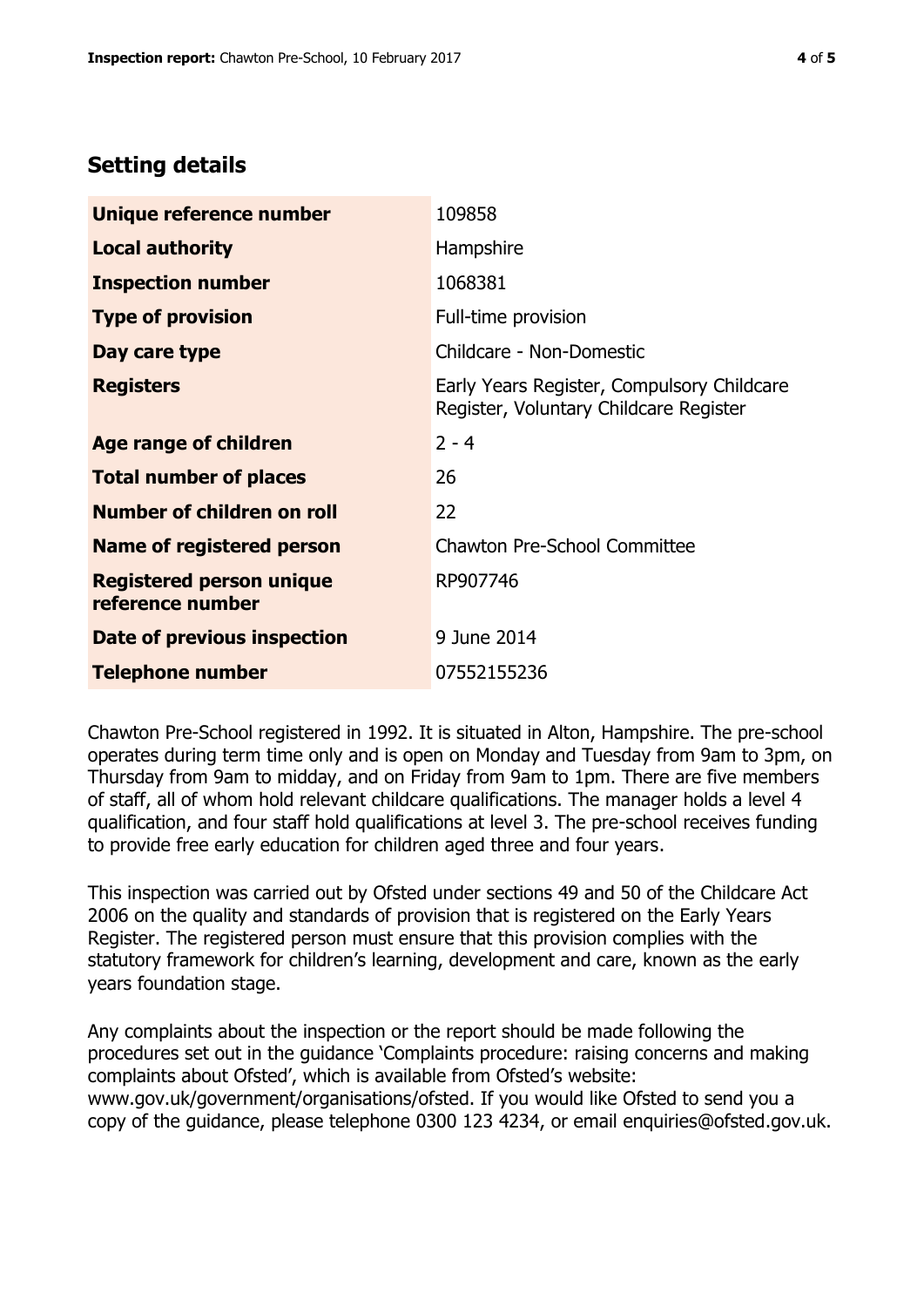## Setting details

| | |
|---|---|
| **Unique reference number** | 109858 |
| **Local authority** | Hampshire |
| **Inspection number** | 1068381 |
| **Type of provision** | Full-time provision |
| **Day care type** | Childcare - Non-Domestic |
| **Registers** | Early Years Register, Compulsory Childcare Register, Voluntary Childcare Register |
| **Age range of children** | 2 - 4 |
| **Total number of places** | 26 |
| **Number of children on roll** | 22 |
| **Name of registered person** | Chawton Pre-School Committee |
| **Registered person unique reference number** | RP907746 |
| **Date of previous inspection** | 9 June 2014 |
| **Telephone number** | 07552155236 |

Chawton Pre-School registered in 1992. It is situated in Alton, Hampshire. The pre-school operates during term time only and is open on Monday and Tuesday from 9am to 3pm, on Thursday from 9am to midday, and on Friday from 9am to 1pm. There are five members of staff, all of whom hold relevant childcare qualifications. The manager holds a level 4 qualification, and four staff hold qualifications at level 3. The pre-school receives funding to provide free early education for children aged three and four years.

This inspection was carried out by Ofsted under sections 49 and 50 of the Childcare Act 2006 on the quality and standards of provision that is registered on the Early Years Register. The registered person must ensure that this provision complies with the statutory framework for children's learning, development and care, known as the early years foundation stage.

Any complaints about the inspection or the report should be made following the procedures set out in the guidance 'Complaints procedure: raising concerns and making complaints about Ofsted', which is available from Ofsted's website: www.gov.uk/government/organisations/ofsted. If you would like Ofsted to send you a copy of the guidance, please telephone 0300 123 4234, or email enquiries@ofsted.gov.uk.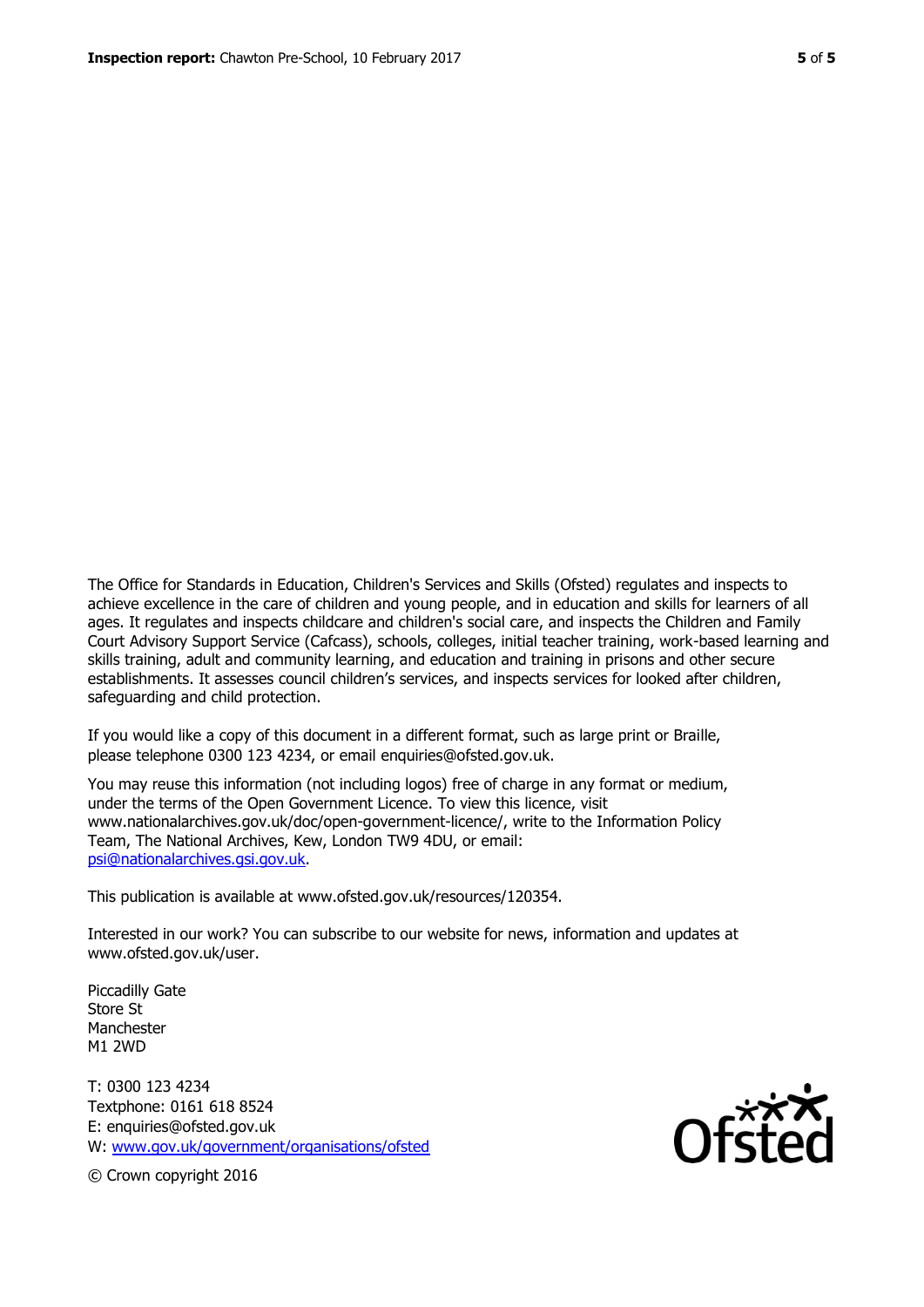The Office for Standards in Education, Children's Services and Skills (Ofsted) regulates and inspects to achieve excellence in the care of children and young people, and in education and skills for learners of all ages. It regulates and inspects childcare and children's social care, and inspects the Children and Family Court Advisory Support Service (Cafcass), schools, colleges, initial teacher training, work-based learning and skills training, adult and community learning, and education and training in prisons and other secure establishments. It assesses council children's services, and inspects services for looked after children, safeguarding and child protection.

If you would like a copy of this document in a different format, such as large print or Braille, please telephone 0300 123 4234, or email enquiries@ofsted.gov.uk.

You may reuse this information (not including logos) free of charge in any format or medium, under the terms of the Open Government Licence. To view this licence, visit www.nationalarchives.gov.uk/doc/open-government-licence/, write to the Information Policy Team, The National Archives, Kew, London TW9 4DU, or email: psi@nationalarchives.gsi.gov.uk.

This publication is available at www.ofsted.gov.uk/resources/120354.

Interested in our work? You can subscribe to our website for news, information and updates at www.ofsted.gov.uk/user.

Piccadilly Gate
Store St
Manchester
M1 2WD

T: 0300 123 4234
Textphone: 0161 618 8524
E: enquiries@ofsted.gov.uk
W: www.gov.uk/government/organisations/ofsted

© Crown copyright 2016